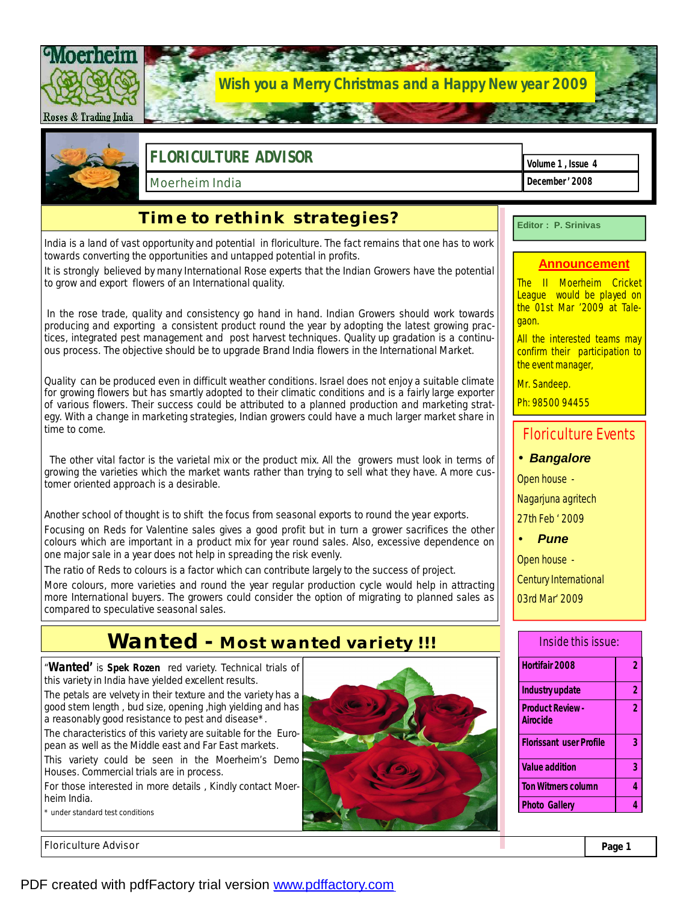Moerheim

Roses & Trading India

**Wish you a Merry Christmas and a Happy New year 2009**

# FLORICULTURE ADVISOR

Moerheim India

Volume 1 , Issue 4

December ' 2008

**Editor : P. Srinivas**

## Time to rethink strategies?

India is a land of vast opportunity and potential in floriculture. The fact remains that one has to work towards converting the opportunities and untapped potential in profits.

It is strongly believed by many International Rose experts that the Indian Growers have the potential to grow and export flowers of an International quality.

In the rose trade, quality and consistency go hand in hand. Indian Growers should work towards producing and exporting a consistent product round the year by adopting the latest growing practices, integrated pest management and post harvest techniques. Quality up gradation is a continuous process. The objective should be to upgrade Brand India flowers in the International Market.

Quality can be produced even in difficult weather conditions. Israel does not enjoy a suitable climate for growing flowers but has smartly adopted to their climatic conditions and is a fairly large exporter of various flowers. Their success could be attributed to a planned production and marketing strategy. With a change in marketing strategies, Indian growers could have a much larger market share in time to come.

The other vital factor is the varietal mix or the product mix. All the growers must look in terms of growing the varieties which the market wants rather than trying to sell what they have. A more customer oriented approach is a desirable.

Another school of thought is to shift the focus from seasonal exports to round the year exports.

Focusing on Reds for Valentine sales gives a good profit but in turn a grower sacrifices the other colours which are important in a product mix for year round sales. Also, excessive dependence on one major sale in a year does not help in spreading the risk evenly.

The ratio of Reds to colours is a factor which can contribute largely to the success of project.

More colours, more varieties and round the year regular production cycle would help in attracting more International buyers. The growers could consider the option of migrating to planned sales as compared to speculative seasonal sales.

## Wanted - Most wanted variety !!!

"**Wanted'** is **Spek Rozen** red variety. Technical trials of this variety in India have yielded excellent results.

The petals are velvety in their texture and the variety has a good stem length , bud size, opening ,high yielding and has a reasonably good resistance to pest and disease*.

The characteristics of this variety are suitable for the European as well as the Middle east and Far East markets.

This variety could be seen in the Moerheim's Demo Houses. Commercial trials are in process.

For those interested in more details , Kindly contact Moerheim India.

\* under standard test conditions

### Announcement

The II Moerheim Cricket League would be played on the 01st Mar '2009 at Talegaon.

All the interested teams may confirm their participation to the event manager,

Mr. Sandeep.

Ph: 98500 94455

### Floriculture Events

- ***Bangalore***

Open house -

Nagarjuna agritech

27th Feb ' 2009

- ***Pune***

Open house -

Century International

03rd Mar' 2009

### Inside this issue:

| | |
|---|---|
| Hortifair 2008 | 2 |
| Industry update | 2 |
| Product Review - Airocide | 2 |
| Florissant user Profile | 3 |
| Value addition | 3 |
| Ton Witmers column | 4 |
| Photo Gallery | 4 |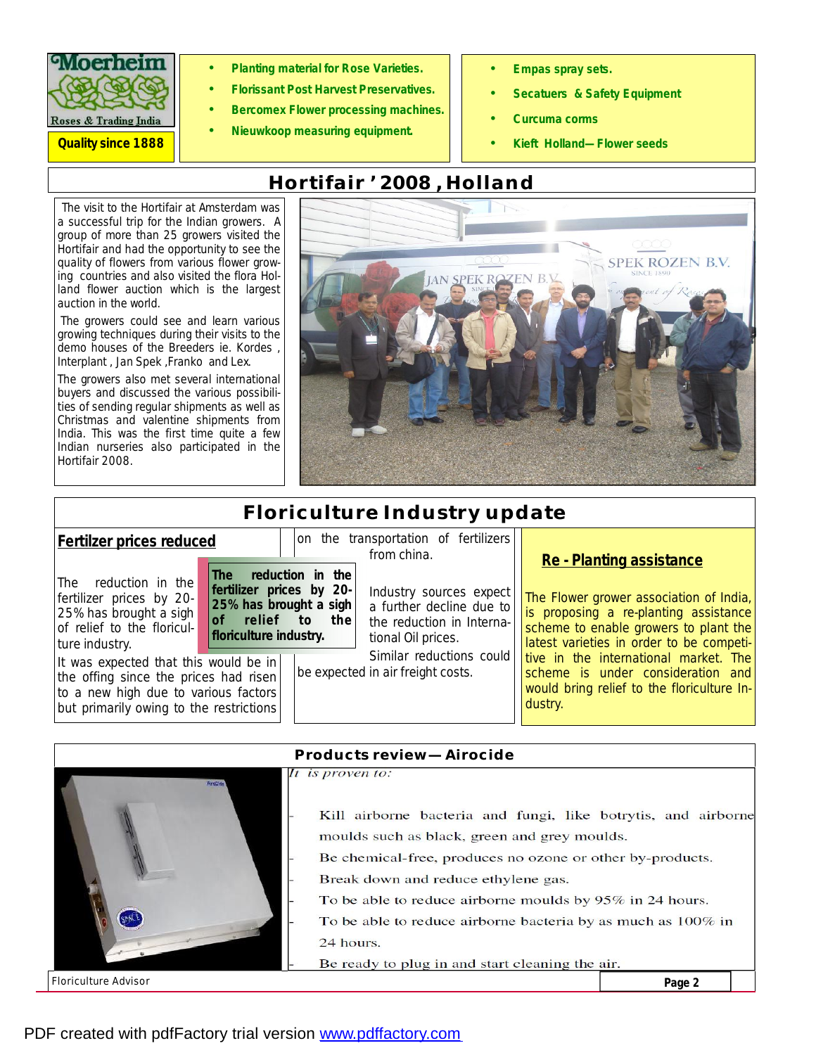Moerheim Roses & Trading India

**Quality since 1888**

- **Planting material for Rose Varieties.**
- **Florissant Post Harvest Preservatives.**
- **Bercomex Flower processing machines.**
- **Nieuwkoop measuring equipment.**

- **Empas spray sets.**
- **Secateurs & Safety Equipment**
- **Curcuma corms**
- **Kieft Holland— Flower seeds**

# Hortifair ' 2008 , Holland

The visit to the Hortifair at Amsterdam was a successful trip for the Indian growers. A group of more than 25 growers visited the Hortifair and had the opportunity to see the quality of flowers from various flower growing countries and also visited the flora Holland flower auction which is the largest auction in the world.

The growers could see and learn various growing techniques during their visits to the demo houses of the Breeders ie. Kordes , Interplant , Jan Spek ,Franko and Lex.

The growers also met several international buyers and discussed the various possibilities of sending regular shipments as well as Christmas and valentine shipments from India. This was the first time quite a few Indian nurseries also participated in the Hortifair 2008.

# Floriculture Industry update

## Fertilzer prices reduced

**The reduction in the fertilizer prices by 20-25% has brought a sigh of relief to the floriculture industry.**

The reduction in the fertilizer prices by 20-25% has brought a sigh of relief to the floriculture industry.

It was expected that this would be in the offing since the prices had risen to a new high due to various factors but primarily owing to the restrictions on the transportation of fertilizers from china.

Industry sources expect a further decline due to the reduction in International Oil prices.

Similar reductions could be expected in air freight costs.

## Re - Planting assistance

The Flower grower association of India, is proposing a re-planting assistance scheme to enable growers to plant the latest varieties in order to be competitive in the international market. The scheme is under consideration and would bring relief to the floriculture Industry.

## Products review— Airocide

*It is proven to:*

- Kill airborne bacteria and fungi, like botrytis, and airborne moulds such as black, green and grey moulds.
- Be chemical-free, produces no ozone or other by-products.
- Break down and reduce ethylene gas.
- To be able to reduce airborne moulds by 95% in 24 hours.
- To be able to reduce airborne bacteria by as much as 100% in 24 hours.
- Be ready to plug in and start cleaning the air.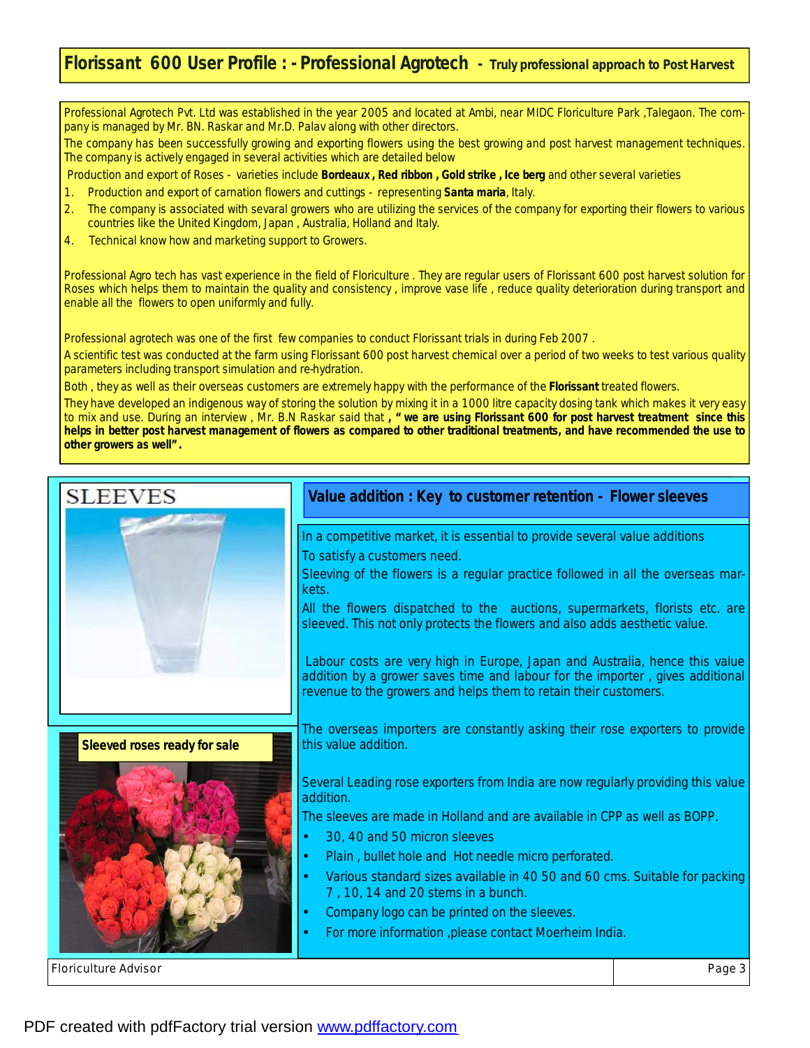# Florissant 600 User Profile : - Professional Agrotech - Truly professional approach to Post Harvest

Professional Agrotech Pvt. Ltd was established in the year 2005 and located at Ambi, near MIDC Floriculture Park ,Talegaon. The company is managed by Mr. BN. Raskar and Mr.D. Palav along with other directors.

The company has been successfully growing and exporting flowers using the best growing and post harvest management techniques. The company is actively engaged in several activities which are detailed below

Production and export of Roses - varieties include **Bordeaux , Red ribbon , Gold strike , Ice berg** and other several varieties

1. Production and export of carnation flowers and cuttings - representing **Santa maria**, Italy.
2. The company is associated with sevaral growers who are utilizing the services of the company for exporting their flowers to various countries like the United Kingdom, Japan , Australia, Holland and Italy.
4. Technical know how and marketing support to Growers.

Professional Agro tech has vast experience in the field of Floriculture . They are regular users of Florissant 600 post harvest solution for Roses which helps them to maintain the quality and consistency , improve vase life , reduce quality deterioration during transport and enable all the flowers to open uniformly and fully.

Professional agrotech was one of the first few companies to conduct Florissant trials in during Feb 2007 .

A scientific test was conducted at the farm using Florissant 600 post harvest chemical over a period of two weeks to test various quality parameters including transport simulation and re-hydration.

Both , they as well as their overseas customers are extremely happy with the performance of the **Florissant** treated flowers.

They have developed an indigenous way of storing the solution by mixing it in a 1000 litre capacity dosing tank which makes it very easy to mix and use. During an interview , Mr. B.N Raskar said that **, " we are using Florissant 600 for post harvest treatment since this helps in better post harvest management of flowers as compared to other traditional treatments, and have recommended the use to other growers as well".**

SLEEVES

Sleeved roses ready for sale

## Value addition : Key to customer retention - Flower sleeves

In a competitive market, it is essential to provide several value additions

To satisfy a customers need.

Sleeving of the flowers is a regular practice followed in all the overseas markets.

All the flowers dispatched to the auctions, supermarkets, florists etc. are sleeved. This not only protects the flowers and also adds aesthetic value.

Labour costs are very high in Europe, Japan and Australia, hence this value addition by a grower saves time and labour for the importer , gives additional revenue to the growers and helps them to retain their customers.

The overseas importers are constantly asking their rose exporters to provide this value addition.

Several Leading rose exporters from India are now regularly providing this value addition.

The sleeves are made in Holland and are available in CPP as well as BOPP.

- 30, 40 and 50 micron sleeves
- Plain , bullet hole and Hot needle micro perforated.
- Various standard sizes available in 40 50 and 60 cms. Suitable for packing 7 , 10, 14 and 20 stems in a bunch.
- Company logo can be printed on the sleeves.
- For more information ,please contact Moerheim India.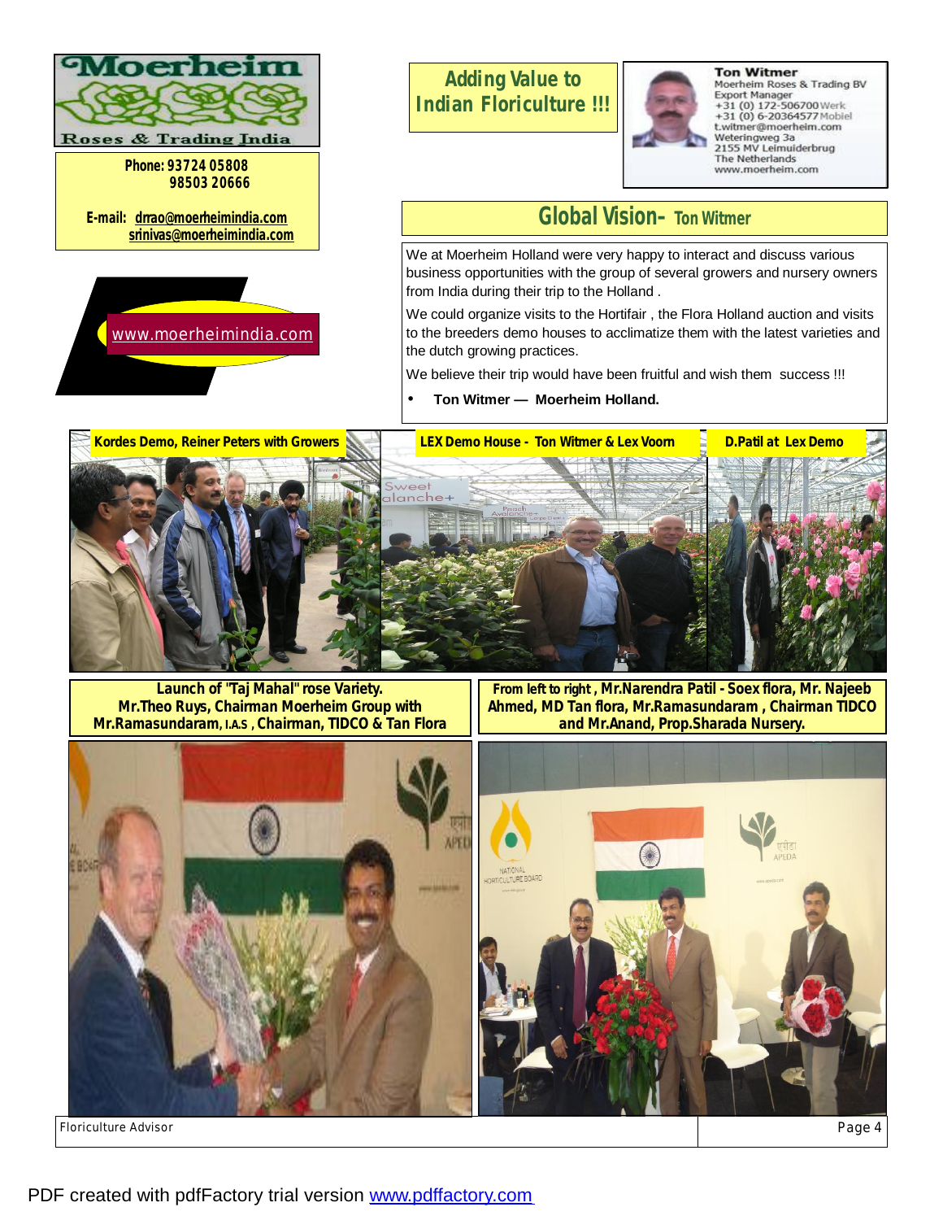**Moerheim**

**Roses & Trading India**

**Phone: 93724 05808**
**98503 20666**

**E-mail: drrao@moerheimindia.com**
**srinivas@moerheimindia.com**

www.moerheimindia.com

## Adding Value to Indian Floriculture !!!

**Ton Witmer**
Moerheim Roses & Trading BV
Export Manager
+31 (0) 172-506700 Werk
+31 (0) 6-20364577 Mobiel
t.witmer@moerheim.com
Weteringweg 3a
2155 MV Leimuiderbrug
The Netherlands
www.moerheim.com

## Global Vision– Ton Witmer

We at Moerheim Holland were very happy to interact and discuss various business opportunities with the group of several growers and nursery owners from India during their trip to the Holland .

We could organize visits to the Hortifair , the Flora Holland auction and visits to the breeders demo houses to acclimatize them with the latest varieties and the dutch growing practices.

We believe their trip would have been fruitful and wish them success !!!

- **Ton Witmer — Moerheim Holland.**

**Kordes Demo, Reiner Peters with Growers**

**LEX Demo House - Ton Witmer & Lex Voorn**

**D.Patil at Lex Demo**

**Launch of "Taj Mahal" rose Variety. Mr.Theo Ruys, Chairman Moerheim Group with Mr.Ramasundaram, I.A.S , Chairman, TIDCO & Tan Flora**

**From left to right , Mr.Narendra Patil - Soex flora, Mr. Najeeb Ahmed, MD Tan flora, Mr.Ramasundaram , Chairman TIDCO and Mr.Anand, Prop.Sharada Nursery.**